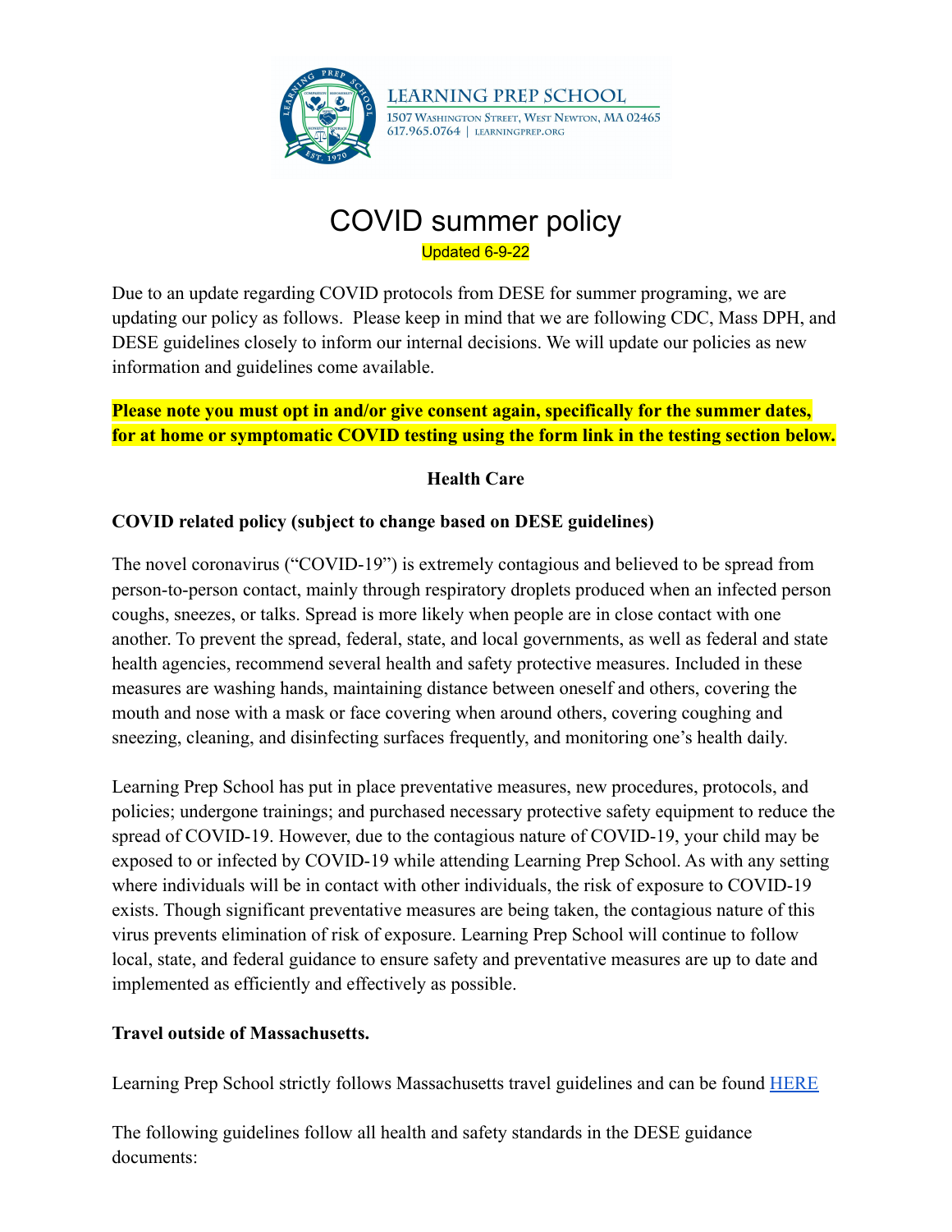LEARNING PREP SCHOOL
1507 Washington Street, West Newton, MA 02465
617.965.0764 | learningprep.org

# COVID summer policy

Updated 6-9-22

Due to an update regarding COVID protocols from DESE for summer programing, we are updating our policy as follows. Please keep in mind that we are following CDC, Mass DPH, and DESE guidelines closely to inform our internal decisions. We will update our policies as new information and guidelines come available.

**Please note you must opt in and/or give consent again, specifically for the summer dates, for at home or symptomatic COVID testing using the form link in the testing section below.**

## Health Care

**COVID related policy (subject to change based on DESE guidelines)**

The novel coronavirus ("COVID-19") is extremely contagious and believed to be spread from person-to-person contact, mainly through respiratory droplets produced when an infected person coughs, sneezes, or talks. Spread is more likely when people are in close contact with one another. To prevent the spread, federal, state, and local governments, as well as federal and state health agencies, recommend several health and safety protective measures. Included in these measures are washing hands, maintaining distance between oneself and others, covering the mouth and nose with a mask or face covering when around others, covering coughing and sneezing, cleaning, and disinfecting surfaces frequently, and monitoring one's health daily.

Learning Prep School has put in place preventative measures, new procedures, protocols, and policies; undergone trainings; and purchased necessary protective safety equipment to reduce the spread of COVID-19. However, due to the contagious nature of COVID-19, your child may be exposed to or infected by COVID-19 while attending Learning Prep School. As with any setting where individuals will be in contact with other individuals, the risk of exposure to COVID-19 exists. Though significant preventative measures are being taken, the contagious nature of this virus prevents elimination of risk of exposure. Learning Prep School will continue to follow local, state, and federal guidance to ensure safety and preventative measures are up to date and implemented as efficiently and effectively as possible.

**Travel outside of Massachusetts.**

Learning Prep School strictly follows Massachusetts travel guidelines and can be found [HERE]

The following guidelines follow all health and safety standards in the DESE guidance documents: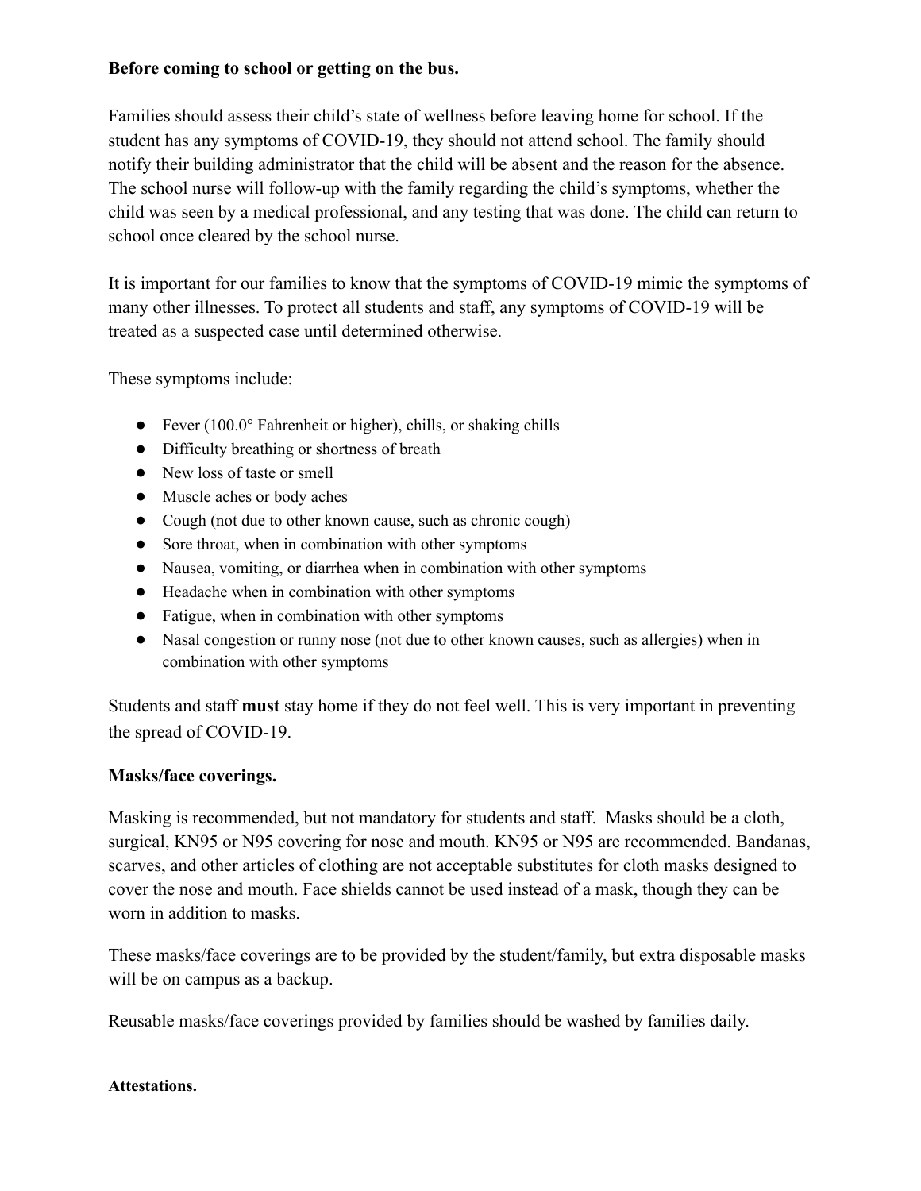**Before coming to school or getting on the bus.**

Families should assess their child's state of wellness before leaving home for school. If the student has any symptoms of COVID-19, they should not attend school. The family should notify their building administrator that the child will be absent and the reason for the absence. The school nurse will follow-up with the family regarding the child's symptoms, whether the child was seen by a medical professional, and any testing that was done. The child can return to school once cleared by the school nurse.

It is important for our families to know that the symptoms of COVID-19 mimic the symptoms of many other illnesses. To protect all students and staff, any symptoms of COVID-19 will be treated as a suspected case until determined otherwise.

These symptoms include:

- Fever (100.0° Fahrenheit or higher), chills, or shaking chills
- Difficulty breathing or shortness of breath
- New loss of taste or smell
- Muscle aches or body aches
- Cough (not due to other known cause, such as chronic cough)
- Sore throat, when in combination with other symptoms
- Nausea, vomiting, or diarrhea when in combination with other symptoms
- Headache when in combination with other symptoms
- Fatigue, when in combination with other symptoms
- Nasal congestion or runny nose (not due to other known causes, such as allergies) when in combination with other symptoms

Students and staff **must** stay home if they do not feel well. This is very important in preventing the spread of COVID-19.

**Masks/face coverings.**

Masking is recommended, but not mandatory for students and staff. Masks should be a cloth, surgical, KN95 or N95 covering for nose and mouth. KN95 or N95 are recommended. Bandanas, scarves, and other articles of clothing are not acceptable substitutes for cloth masks designed to cover the nose and mouth. Face shields cannot be used instead of a mask, though they can be worn in addition to masks.

These masks/face coverings are to be provided by the student/family, but extra disposable masks will be on campus as a backup.

Reusable masks/face coverings provided by families should be washed by families daily.

**Attestations.**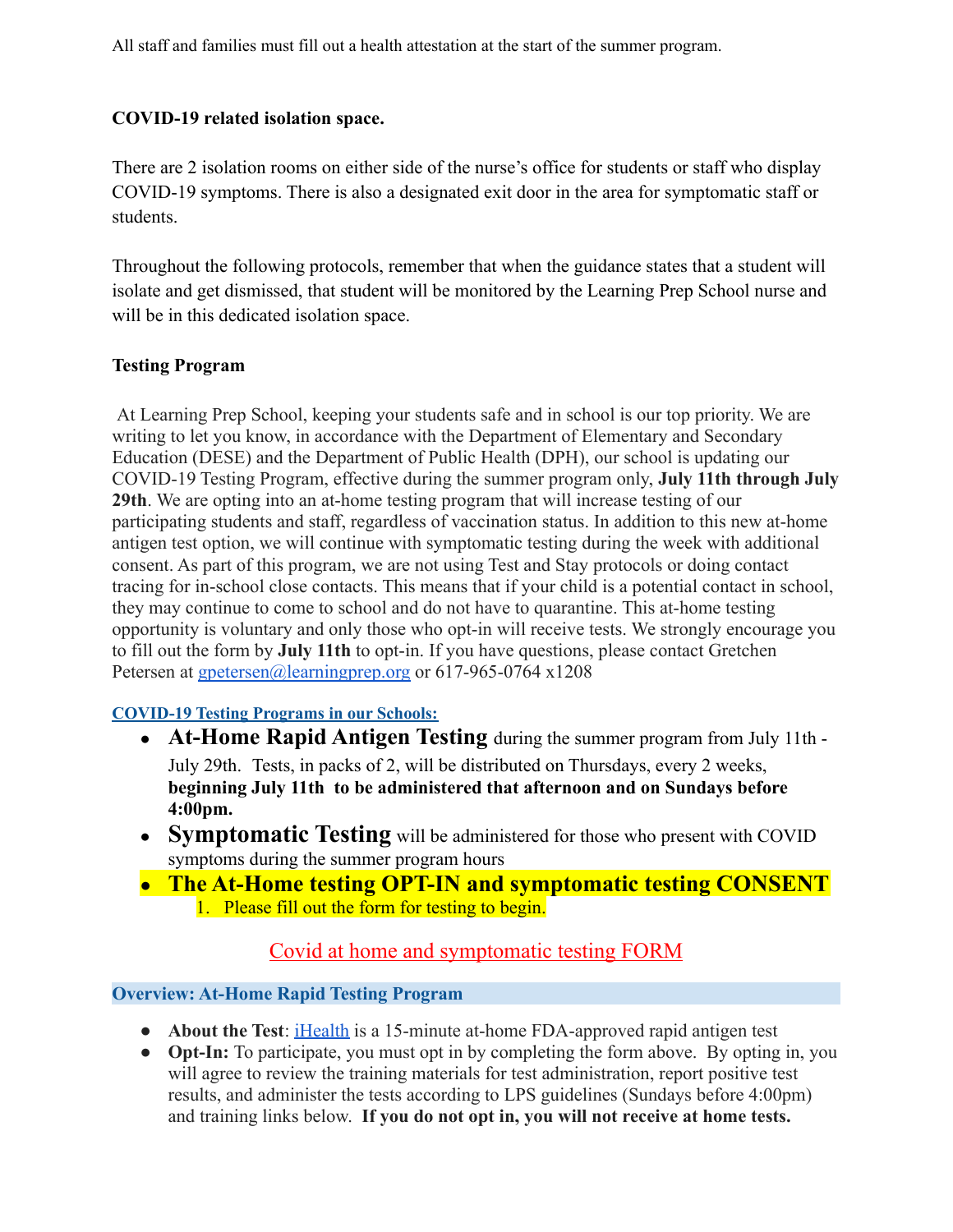All staff and families must fill out a health attestation at the start of the summer program.

**COVID-19 related isolation space.**

There are 2 isolation rooms on either side of the nurse's office for students or staff who display COVID-19 symptoms. There is also a designated exit door in the area for symptomatic staff or students.

Throughout the following protocols, remember that when the guidance states that a student will isolate and get dismissed, that student will be monitored by the Learning Prep School nurse and will be in this dedicated isolation space.

**Testing Program**

At Learning Prep School, keeping your students safe and in school is our top priority. We are writing to let you know, in accordance with the Department of Elementary and Secondary Education (DESE) and the Department of Public Health (DPH), our school is updating our COVID-19 Testing Program, effective during the summer program only, **July 11th through July 29th**. We are opting into an at-home testing program that will increase testing of our participating students and staff, regardless of vaccination status. In addition to this new at-home antigen test option, we will continue with symptomatic testing during the week with additional consent. As part of this program, we are not using Test and Stay protocols or doing contact tracing for in-school close contacts. This means that if your child is a potential contact in school, they may continue to come to school and do not have to quarantine. This at-home testing opportunity is voluntary and only those who opt-in will receive tests. We strongly encourage you to fill out the form by **July 11th** to opt-in. If you have questions, please contact Gretchen Petersen at gpetersen@learningprep.org or 617-965-0764 x1208

**COVID-19 Testing Programs in our Schools:**

- **At-Home Rapid Antigen Testing** during the summer program from July 11th - July 29th. Tests, in packs of 2, will be distributed on Thursdays, every 2 weeks, **beginning July 11th to be administered that afternoon and on Sundays before 4:00pm.**
- **Symptomatic Testing** will be administered for those who present with COVID symptoms during the summer program hours
- **The At-Home testing OPT-IN and symptomatic testing CONSENT**
  1. Please fill out the form for testing to begin.

Covid at home and symptomatic testing FORM

**Overview: At-Home Rapid Testing Program**

- **About the Test**: iHealth is a 15-minute at-home FDA-approved rapid antigen test
- **Opt-In:** To participate, you must opt in by completing the form above. By opting in, you will agree to review the training materials for test administration, report positive test results, and administer the tests according to LPS guidelines (Sundays before 4:00pm) and training links below. **If you do not opt in, you will not receive at home tests.**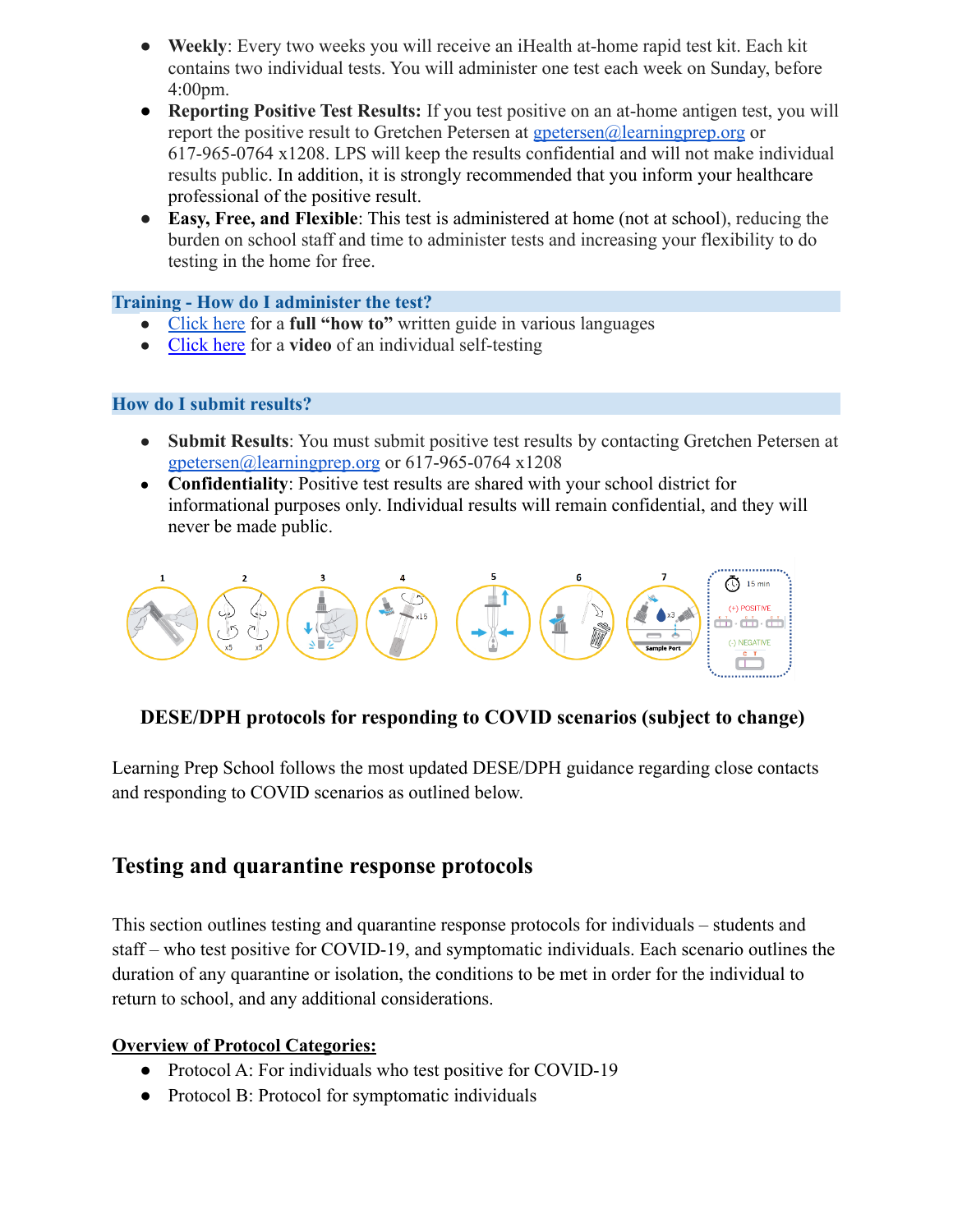- **Weekly**: Every two weeks you will receive an iHealth at-home rapid test kit. Each kit contains two individual tests. You will administer one test each week on Sunday, before 4:00pm.
- **Reporting Positive Test Results:** If you test positive on an at-home antigen test, you will report the positive result to Gretchen Petersen at gpetersen@learningprep.org or 617-965-0764 x1208. LPS will keep the results confidential and will not make individual results public. In addition, it is strongly recommended that you inform your healthcare professional of the positive result.
- **Easy, Free, and Flexible**: This test is administered at home (not at school), reducing the burden on school staff and time to administer tests and increasing your flexibility to do testing in the home for free.

### Training - How do I administer the test?

- Click here for a **full "how to"** written guide in various languages
- Click here for a **video** of an individual self-testing

### How do I submit results?

- **Submit Results**: You must submit positive test results by contacting Gretchen Petersen at gpetersen@learningprep.org or 617-965-0764 x1208
- **Confidentiality**: Positive test results are shared with your school district for informational purposes only. Individual results will remain confidential, and they will never be made public.

**DESE/DPH protocols for responding to COVID scenarios (subject to change)**

Learning Prep School follows the most updated DESE/DPH guidance regarding close contacts and responding to COVID scenarios as outlined below.

## Testing and quarantine response protocols

This section outlines testing and quarantine response protocols for individuals – students and staff – who test positive for COVID-19, and symptomatic individuals. Each scenario outlines the duration of any quarantine or isolation, the conditions to be met in order for the individual to return to school, and any additional considerations.

**Overview of Protocol Categories:**

- Protocol A: For individuals who test positive for COVID-19
- Protocol B: Protocol for symptomatic individuals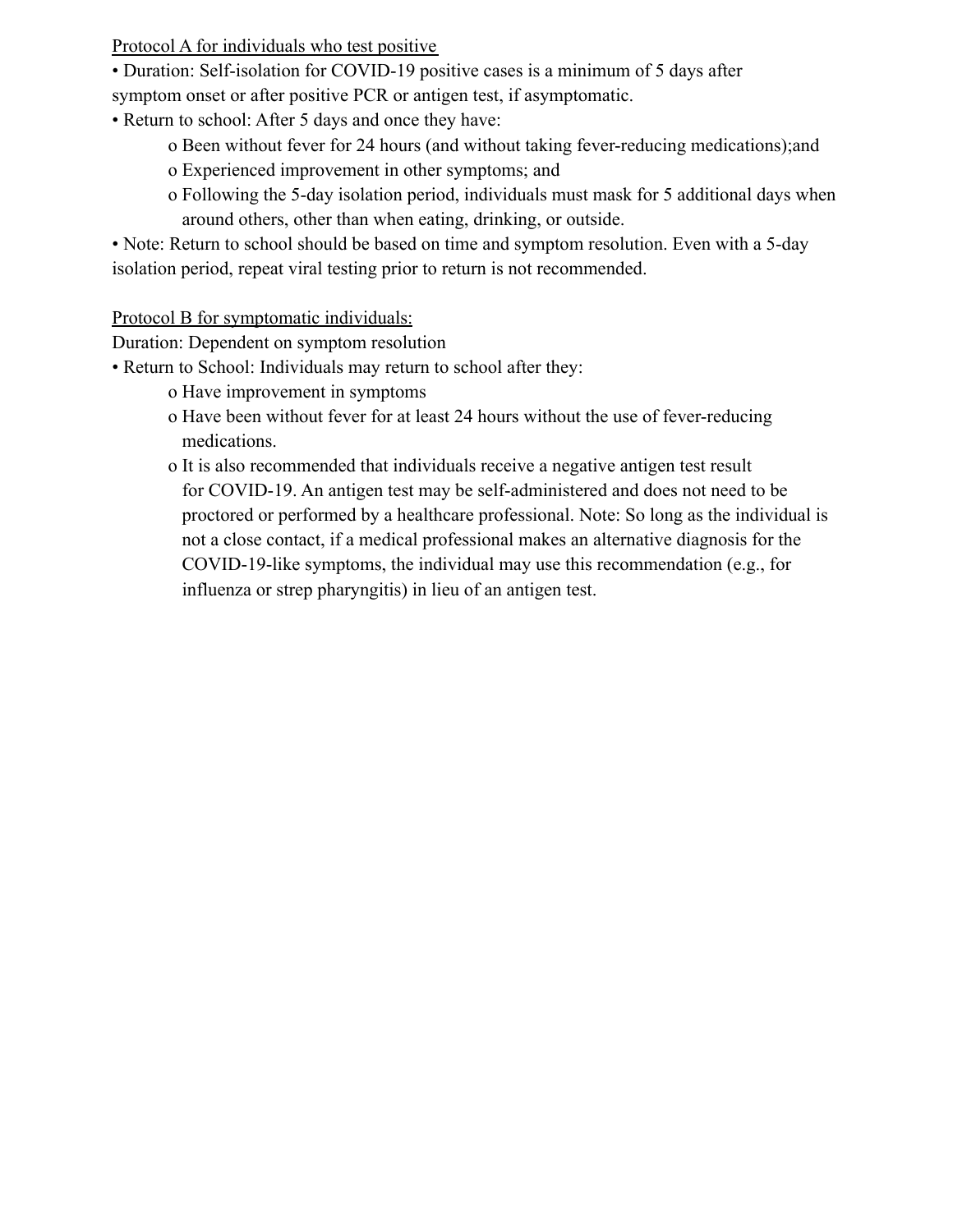<u>Protocol A for individuals who test positive</u>

- Duration: Self-isolation for COVID-19 positive cases is a minimum of 5 days after symptom onset or after positive PCR or antigen test, if asymptomatic.
- Return to school: After 5 days and once they have:
    - o Been without fever for 24 hours (and without taking fever-reducing medications);and
    - o Experienced improvement in other symptoms; and
    - o Following the 5-day isolation period, individuals must mask for 5 additional days when around others, other than when eating, drinking, or outside.
- Note: Return to school should be based on time and symptom resolution. Even with a 5-day isolation period, repeat viral testing prior to return is not recommended.

<u>Protocol B for symptomatic individuals:</u>

Duration: Dependent on symptom resolution

- Return to School: Individuals may return to school after they:
    - o Have improvement in symptoms
    - o Have been without fever for at least 24 hours without the use of fever-reducing medications.
    - o It is also recommended that individuals receive a negative antigen test result for COVID-19. An antigen test may be self-administered and does not need to be proctored or performed by a healthcare professional. Note: So long as the individual is not a close contact, if a medical professional makes an alternative diagnosis for the COVID-19-like symptoms, the individual may use this recommendation (e.g., for influenza or strep pharyngitis) in lieu of an antigen test.